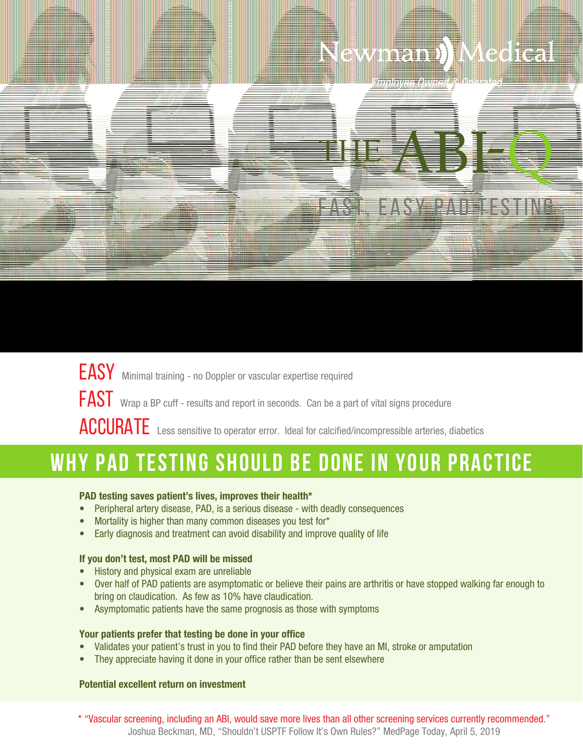Newman Medical

*Employee Owned & Operated*

# THE ABI-Q

FAST, EASY PAD TESTING

**EASY** Minimal training - no Doppler or vascular expertise required

**FAST** Wrap a BP cuff - results and report in seconds. Can be a part of vital signs procedure

**ACCURATE** Less sensitive to operator error. Ideal for calcified/incompressible arteries, diabetics

## WHY PAD TESTING SHOULD BE DONE IN YOUR PRACTICE

**PAD testing saves patient's lives, improves their health***

- Peripheral artery disease, PAD, is a serious disease - with deadly consequences
- Mortality is higher than many common diseases you test for*
- Early diagnosis and treatment can avoid disability and improve quality of life

**If you don't test, most PAD will be missed**

- History and physical exam are unreliable
- Over half of PAD patients are asymptomatic or believe their pains are arthritis or have stopped walking far enough to bring on claudication. As few as 10% have claudication.
- Asymptomatic patients have the same prognosis as those with symptoms

**Your patients prefer that testing be done in your office**

- Validates your patient's trust in you to find their PAD before they have an MI, stroke or amputation
- They appreciate having it done in your office rather than be sent elsewhere

**Potential excellent return on investment**

* "Vascular screening, including an ABI, would save more lives than all other screening services currently recommended."
Joshua Beckman, MD, "Shouldn't USPTF Follow It's Own Rules?" MedPage Today, April 5, 2019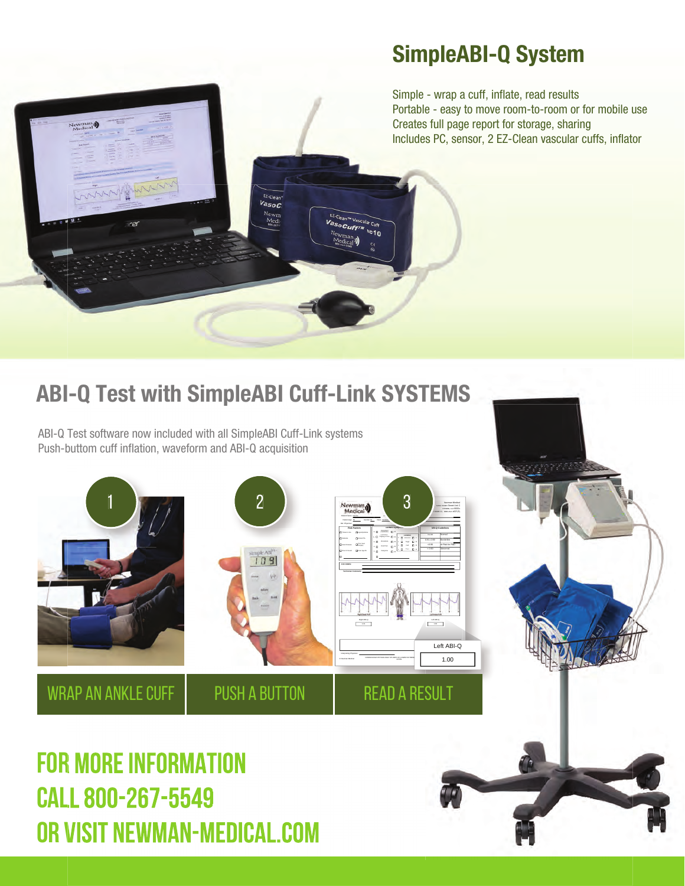## SimpleABI-Q System

Simple - wrap a cuff, inflate, read results
Portable - easy to move room-to-room or for mobile use
Creates full page report for storage, sharing
Includes PC, sensor, 2 EZ-Clean vascular cuffs, inflator

## ABI-Q Test with SimpleABI Cuff-Link SYSTEMS

ABI-Q Test software now included with all SimpleABI Cuff-Link systems
Push-buttom cuff inflation, waveform and ABI-Q acquisition

1 — WRAP AN ANKLE CUFF

2 — PUSH A BUTTON

3 — READ A RESULT

Left ABI-Q
1.00

## FOR MORE INFORMATION CALL 800-267-5549 OR VISIT NEWMAN-MEDICAL.COM